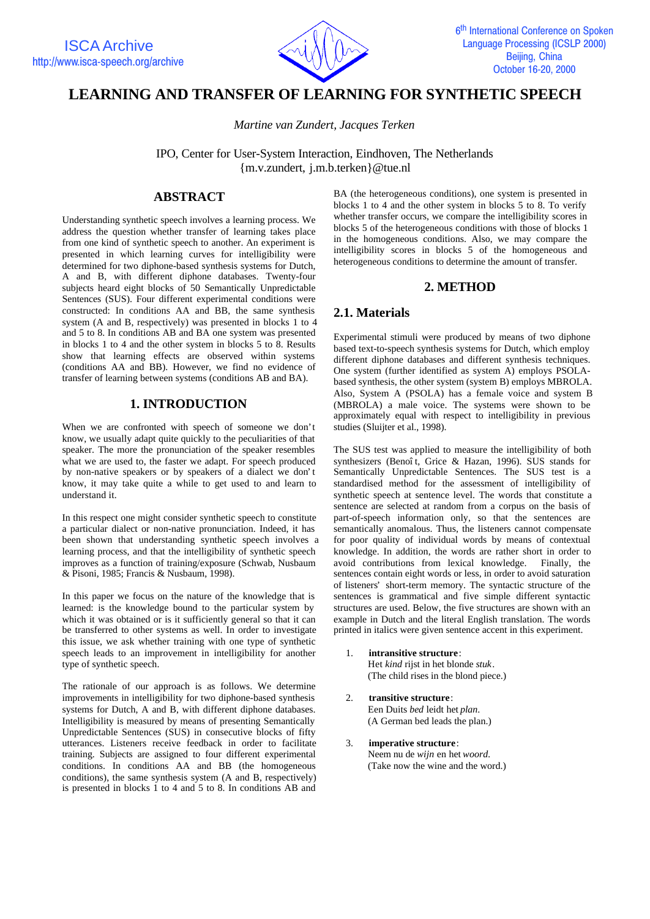# LEARNING AND TRANSFER OF LEARNING FOR SYNTHETIC SPEECH

*Martine van Zundert, Jacques Terken*

IPO, Center for User-System Interaction, Eindhoven, The Netherlands
{m.v.zundert, j.m.b.terken}@tue.nl

## ABSTRACT

Understanding synthetic speech involves a learning process. We address the question whether transfer of learning takes place from one kind of synthetic speech to another. An experiment is presented in which learning curves for intelligibility were determined for two diphone-based synthesis systems for Dutch, A and B, with different diphone databases. Twenty-four subjects heard eight blocks of 50 Semantically Unpredictable Sentences (SUS). Four different experimental conditions were constructed: In conditions AA and BB, the same synthesis system (A and B, respectively) was presented in blocks 1 to 4 and 5 to 8. In conditions AB and BA one system was presented in blocks 1 to 4 and the other system in blocks 5 to 8. Results show that learning effects are observed within systems (conditions AA and BB). However, we find no evidence of transfer of learning between systems (conditions AB and BA).

## 1. INTRODUCTION

When we are confronted with speech of someone we don't know, we usually adapt quite quickly to the peculiarities of that speaker. The more the pronunciation of the speaker resembles what we are used to, the faster we adapt. For speech produced by non-native speakers or by speakers of a dialect we don't know, it may take quite a while to get used to and learn to understand it.

In this respect one might consider synthetic speech to constitute a particular dialect or non-native pronunciation. Indeed, it has been shown that understanding synthetic speech involves a learning process, and that the intelligibility of synthetic speech improves as a function of training/exposure (Schwab, Nusbaum & Pisoni, 1985; Francis & Nusbaum, 1998).

In this paper we focus on the nature of the knowledge that is learned: is the knowledge bound to the particular system by which it was obtained or is it sufficiently general so that it can be transferred to other systems as well. In order to investigate this issue, we ask whether training with one type of synthetic speech leads to an improvement in intelligibility for another type of synthetic speech.

The rationale of our approach is as follows. We determine improvements in intelligibility for two diphone-based synthesis systems for Dutch, A and B, with different diphone databases. Intelligibility is measured by means of presenting Semantically Unpredictable Sentences (SUS) in consecutive blocks of fifty utterances. Listeners receive feedback in order to facilitate training. Subjects are assigned to four different experimental conditions. In conditions AA and BB (the homogeneous conditions), the same synthesis system (A and B, respectively) is presented in blocks 1 to 4 and 5 to 8. In conditions AB and BA (the heterogeneous conditions), one system is presented in blocks 1 to 4 and the other system in blocks 5 to 8. To verify whether transfer occurs, we compare the intelligibility scores in blocks 5 of the heterogeneous conditions with those of blocks 1 in the homogeneous conditions. Also, we may compare the intelligibility scores in blocks 5 of the homogeneous and heterogeneous conditions to determine the amount of transfer.

## 2. METHOD

### 2.1. Materials

Experimental stimuli were produced by means of two diphone based text-to-speech synthesis systems for Dutch, which employ different diphone databases and different synthesis techniques. One system (further identified as system A) employs PSOLA-based synthesis, the other system (system B) employs MBROLA. Also, System A (PSOLA) has a female voice and system B (MBROLA) a male voice. The systems were shown to be approximately equal with respect to intelligibility in previous studies (Sluijter et al., 1998).

The SUS test was applied to measure the intelligibility of both synthesizers (Benoît, Grice & Hazan, 1996). SUS stands for Semantically Unpredictable Sentences. The SUS test is a standardised method for the assessment of intelligibility of synthetic speech at sentence level. The words that constitute a sentence are selected at random from a corpus on the basis of part-of-speech information only, so that the sentences are semantically anomalous. Thus, the listeners cannot compensate for poor quality of individual words by means of contextual knowledge. In addition, the words are rather short in order to avoid contributions from lexical knowledge. Finally, the sentences contain eight words or less, in order to avoid saturation of listeners' short-term memory. The syntactic structure of the sentences is grammatical and five simple different syntactic structures are used. Below, the five structures are shown with an example in Dutch and the literal English translation. The words printed in italics were given sentence accent in this experiment.

1. **intransitive structure**:
   Het *kind* rijst in het blonde *stuk*.
   (The child rises in the blond piece.)

2. **transitive structure**:
   Een Duits *bed* leidt het *plan*.
   (A German bed leads the plan.)

3. **imperative structure**:
   Neem nu de *wijn* en het *woord*.
   (Take now the wine and the word.)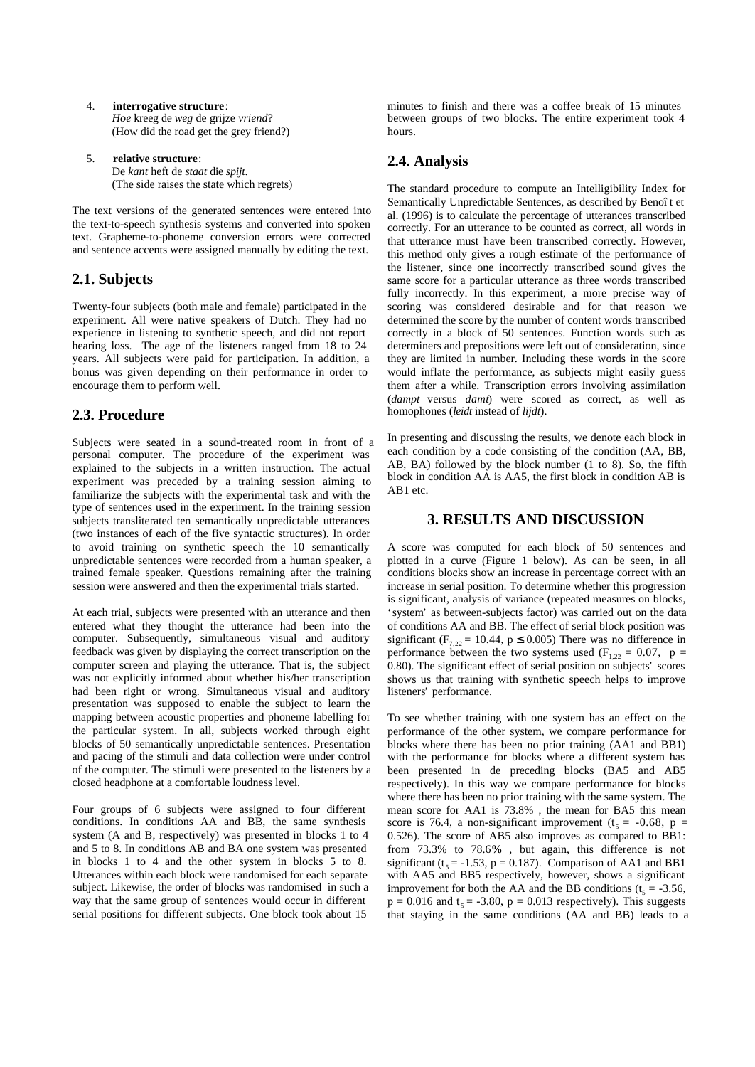4. **interrogative structure**:
   *Hoe* kreeg de *weg* de grijze *vriend*?
   (How did the road get the grey friend?)

5. **relative structure**:
   De *kant* heft de *staat* die *spijt*.
   (The side raises the state which regrets)

The text versions of the generated sentences were entered into the text-to-speech synthesis systems and converted into spoken text. Grapheme-to-phoneme conversion errors were corrected and sentence accents were assigned manually by editing the text.

## 2.1. Subjects

Twenty-four subjects (both male and female) participated in the experiment. All were native speakers of Dutch. They had no experience in listening to synthetic speech, and did not report hearing loss. The age of the listeners ranged from 18 to 24 years. All subjects were paid for participation. In addition, a bonus was given depending on their performance in order to encourage them to perform well.

## 2.3. Procedure

Subjects were seated in a sound-treated room in front of a personal computer. The procedure of the experiment was explained to the subjects in a written instruction. The actual experiment was preceded by a training session aiming to familiarize the subjects with the experimental task and with the type of sentences used in the experiment. In the training session subjects transliterated ten semantically unpredictable utterances (two instances of each of the five syntactic structures). In order to avoid training on synthetic speech the 10 semantically unpredictable sentences were recorded from a human speaker, a trained female speaker. Questions remaining after the training session were answered and then the experimental trials started.

At each trial, subjects were presented with an utterance and then entered what they thought the utterance had been into the computer. Subsequently, simultaneous visual and auditory feedback was given by displaying the correct transcription on the computer screen and playing the utterance. That is, the subject was not explicitly informed about whether his/her transcription had been right or wrong. Simultaneous visual and auditory presentation was supposed to enable the subject to learn the mapping between acoustic properties and phoneme labelling for the particular system. In all, subjects worked through eight blocks of 50 semantically unpredictable sentences. Presentation and pacing of the stimuli and data collection were under control of the computer. The stimuli were presented to the listeners by a closed headphone at a comfortable loudness level.

Four groups of 6 subjects were assigned to four different conditions. In conditions AA and BB, the same synthesis system (A and B, respectively) was presented in blocks 1 to 4 and 5 to 8. In conditions AB and BA one system was presented in blocks 1 to 4 and the other system in blocks 5 to 8. Utterances within each block were randomised for each separate subject. Likewise, the order of blocks was randomised in such a way that the same group of sentences would occur in different serial positions for different subjects. One block took about 15 minutes to finish and there was a coffee break of 15 minutes between groups of two blocks. The entire experiment took 4 hours.

## 2.4. Analysis

The standard procedure to compute an Intelligibility Index for Semantically Unpredictable Sentences, as described by Benoît et al. (1996) is to calculate the percentage of utterances transcribed correctly. For an utterance to be counted as correct, all words in that utterance must have been transcribed correctly. However, this method only gives a rough estimate of the performance of the listener, since one incorrectly transcribed sound gives the same score for a particular utterance as three words transcribed fully incorrectly. In this experiment, a more precise way of scoring was considered desirable and for that reason we determined the score by the number of content words transcribed correctly in a block of 50 sentences. Function words such as determiners and prepositions were left out of consideration, since they are limited in number. Including these words in the score would inflate the performance, as subjects might easily guess them after a while. Transcription errors involving assimilation (*dampt* versus *damt*) were scored as correct, as well as homophones (*leidt* instead of *lijdt*).

In presenting and discussing the results, we denote each block in each condition by a code consisting of the condition (AA, BB, AB, BA) followed by the block number (1 to 8). So, the fifth block in condition AA is AA5, the first block in condition AB is AB1 etc.

# 3. RESULTS AND DISCUSSION

A score was computed for each block of 50 sentences and plotted in a curve (Figure 1 below). As can be seen, in all conditions blocks show an increase in percentage correct with an increase in serial position. To determine whether this progression is significant, analysis of variance (repeated measures on blocks, 'system' as between-subjects factor) was carried out on the data of conditions AA and BB. The effect of serial block position was significant ($F_{7,22} = 10.44$, $p \leq 0.005$) There was no difference in performance between the two systems used ($F_{1,22} = 0.07$, $p = 0.80$). The significant effect of serial position on subjects' scores shows us that training with synthetic speech helps to improve listeners' performance.

To see whether training with one system has an effect on the performance of the other system, we compare performance for blocks where there has been no prior training (AA1 and BB1) with the performance for blocks where a different system has been presented in de preceding blocks (BA5 and AB5 respectively). In this way we compare performance for blocks where there has been no prior training with the same system. The mean score for AA1 is 73.8% , the mean for BA5 this mean score is 76.4, a non-significant improvement ($t_5 = -0.68$, $p = 0.526$). The score of AB5 also improves as compared to BB1: from 73.3% to 78.6% , but again, this difference is not significant ($t_5 = -1.53$, $p = 0.187$). Comparison of AA1 and BB1 with AA5 and BB5 respectively, however, shows a significant improvement for both the AA and the BB conditions ($t_5 = -3.56$, $p = 0.016$ and $t_5 = -3.80$, $p = 0.013$ respectively). This suggests that staying in the same conditions (AA and BB) leads to a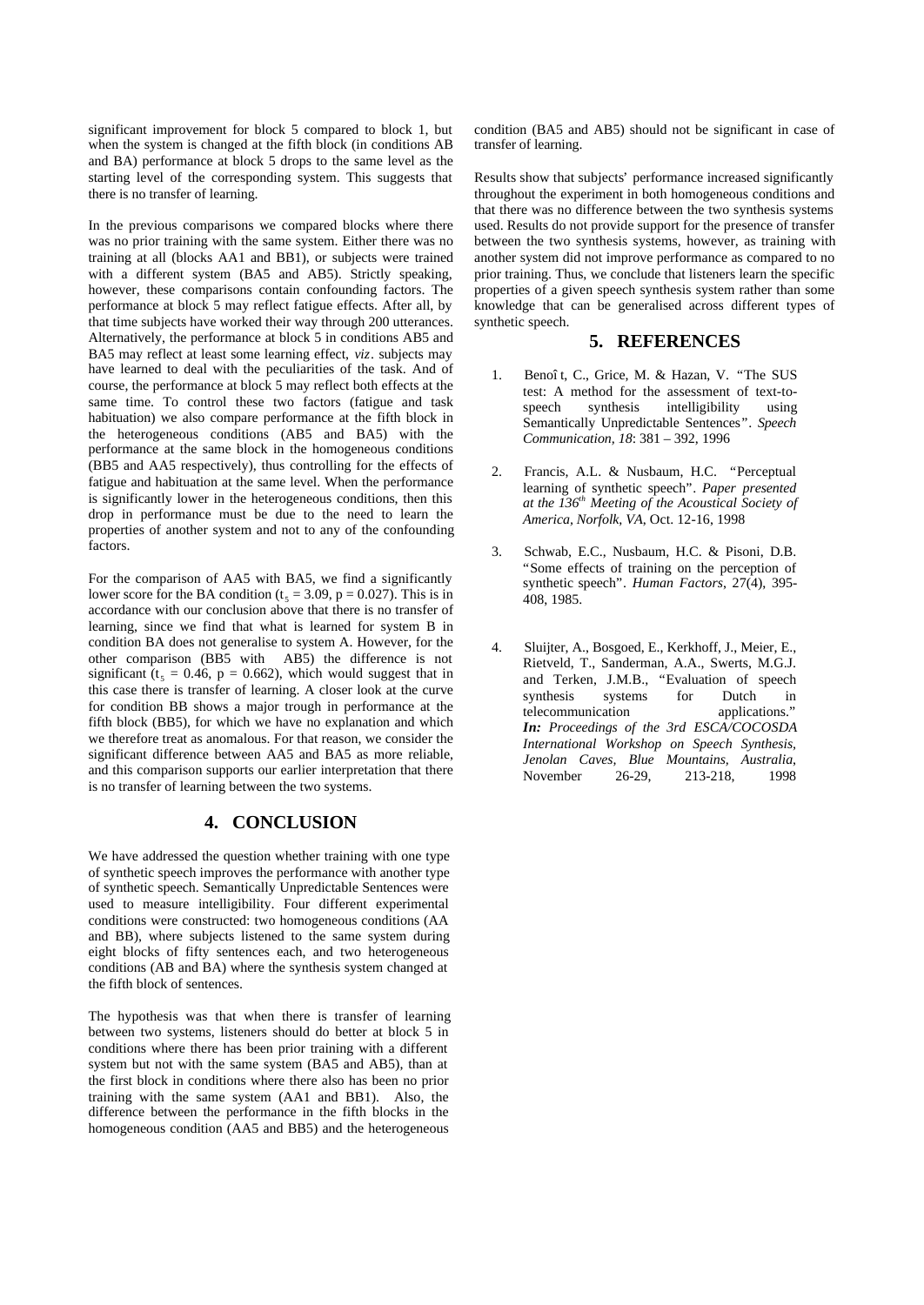significant improvement for block 5 compared to block 1, but when the system is changed at the fifth block (in conditions AB and BA) performance at block 5 drops to the same level as the starting level of the corresponding system. This suggests that there is no transfer of learning.

In the previous comparisons we compared blocks where there was no prior training with the same system. Either there was no training at all (blocks AA1 and BB1), or subjects were trained with a different system (BA5 and AB5). Strictly speaking, however, these comparisons contain confounding factors. The performance at block 5 may reflect fatigue effects. After all, by that time subjects have worked their way through 200 utterances. Alternatively, the performance at block 5 in conditions AB5 and BA5 may reflect at least some learning effect, *viz*. subjects may have learned to deal with the peculiarities of the task. And of course, the performance at block 5 may reflect both effects at the same time. To control these two factors (fatigue and task habituation) we also compare performance at the fifth block in the heterogeneous conditions (AB5 and BA5) with the performance at the same block in the homogeneous conditions (BB5 and AA5 respectively), thus controlling for the effects of fatigue and habituation at the same level. When the performance is significantly lower in the heterogeneous conditions, then this drop in performance must be due to the need to learn the properties of another system and not to any of the confounding factors.

For the comparison of AA5 with BA5, we find a significantly lower score for the BA condition ($t_5 = 3.09$, $p = 0.027$). This is in accordance with our conclusion above that there is no transfer of learning, since we find that what is learned for system B in condition BA does not generalise to system A. However, for the other comparison (BB5 with AB5) the difference is not significant ($t_5 = 0.46$, $p = 0.662$), which would suggest that in this case there is transfer of learning. A closer look at the curve for condition BB shows a major trough in performance at the fifth block (BB5), for which we have no explanation and which we therefore treat as anomalous. For that reason, we consider the significant difference between AA5 and BA5 as more reliable, and this comparison supports our earlier interpretation that there is no transfer of learning between the two systems.

## 4. CONCLUSION

We have addressed the question whether training with one type of synthetic speech improves the performance with another type of synthetic speech. Semantically Unpredictable Sentences were used to measure intelligibility. Four different experimental conditions were constructed: two homogeneous conditions (AA and BB), where subjects listened to the same system during eight blocks of fifty sentences each, and two heterogeneous conditions (AB and BA) where the synthesis system changed at the fifth block of sentences.

The hypothesis was that when there is transfer of learning between two systems, listeners should do better at block 5 in conditions where there has been prior training with a different system but not with the same system (BA5 and AB5), than at the first block in conditions where there also has been no prior training with the same system (AA1 and BB1). Also, the difference between the performance in the fifth blocks in the homogeneous condition (AA5 and BB5) and the heterogeneous condition (BA5 and AB5) should not be significant in case of transfer of learning.

Results show that subjects' performance increased significantly throughout the experiment in both homogeneous conditions and that there was no difference between the two synthesis systems used. Results do not provide support for the presence of transfer between the two synthesis systems, however, as training with another system did not improve performance as compared to no prior training. Thus, we conclude that listeners learn the specific properties of a given speech synthesis system rather than some knowledge that can be generalised across different types of synthetic speech.

## 5. REFERENCES

1. Benoît, C., Grice, M. & Hazan, V. "The SUS test: A method for the assessment of text-to-speech synthesis intelligibility using Semantically Unpredictable Sentences". *Speech Communication, 18*: 381 – 392, 1996

2. Francis, A.L. & Nusbaum, H.C. "Perceptual learning of synthetic speech". *Paper presented at the 136th Meeting of the Acoustical Society of America, Norfolk, VA*, Oct. 12-16, 1998

3. Schwab, E.C., Nusbaum, H.C. & Pisoni, D.B. "Some effects of training on the perception of synthetic speech". *Human Factors*, 27(4), 395-408, 1985.

4. Sluijter, A., Bosgoed, E., Kerkhoff, J., Meier, E., Rietveld, T., Sanderman, A.A., Swerts, M.G.J. and Terken, J.M.B., "Evaluation of speech synthesis systems for Dutch in telecommunication applications." ***In:*** *Proceedings of the 3rd ESCA/COCOSDA International Workshop on Speech Synthesis, Jenolan Caves, Blue Mountains, Australia*, November 26-29, 213-218, 1998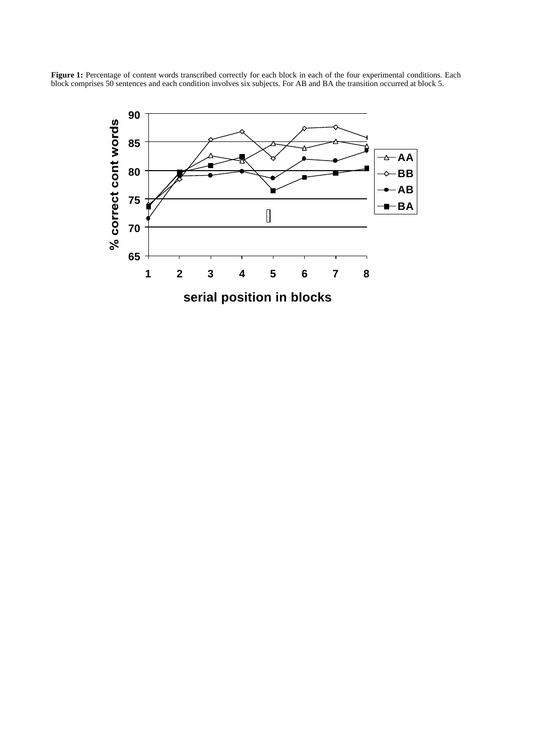**Figure 1:** Percentage of content words transcribed correctly for each block in each of the four experimental conditions. Each block comprises 50 sentences and each condition involves six subjects. For AB and BA the transition occurred at block 5.

% correct cont words

90
85
80
75
70
65

1 2 3 4 5 6 7 8

serial position in blocks

AA
BB
AB
BA